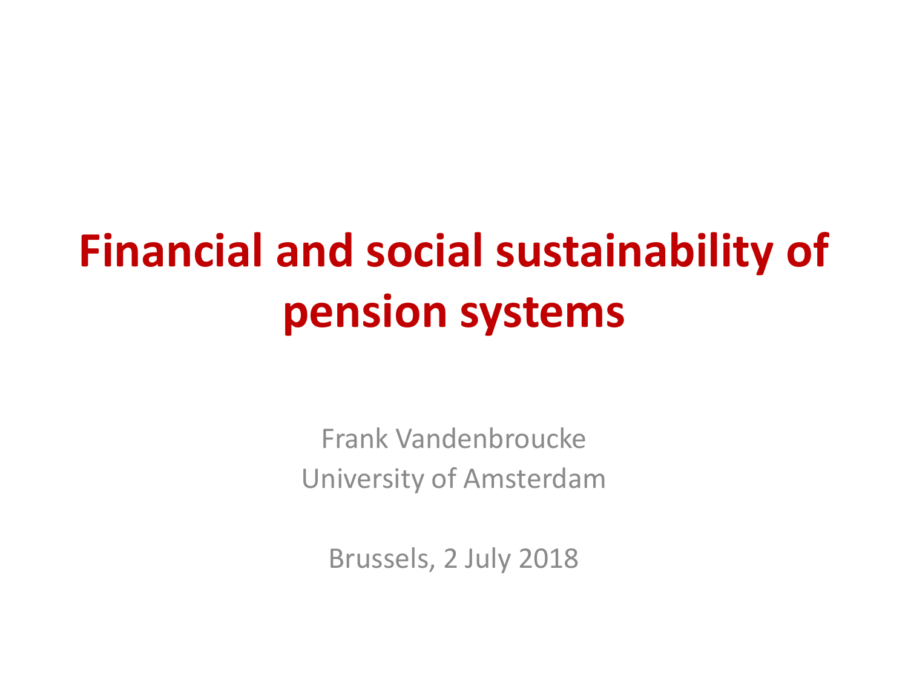# Financial and social sustainability of pension systems

Frank Vandenbroucke
University of Amsterdam

Brussels, 2 July 2018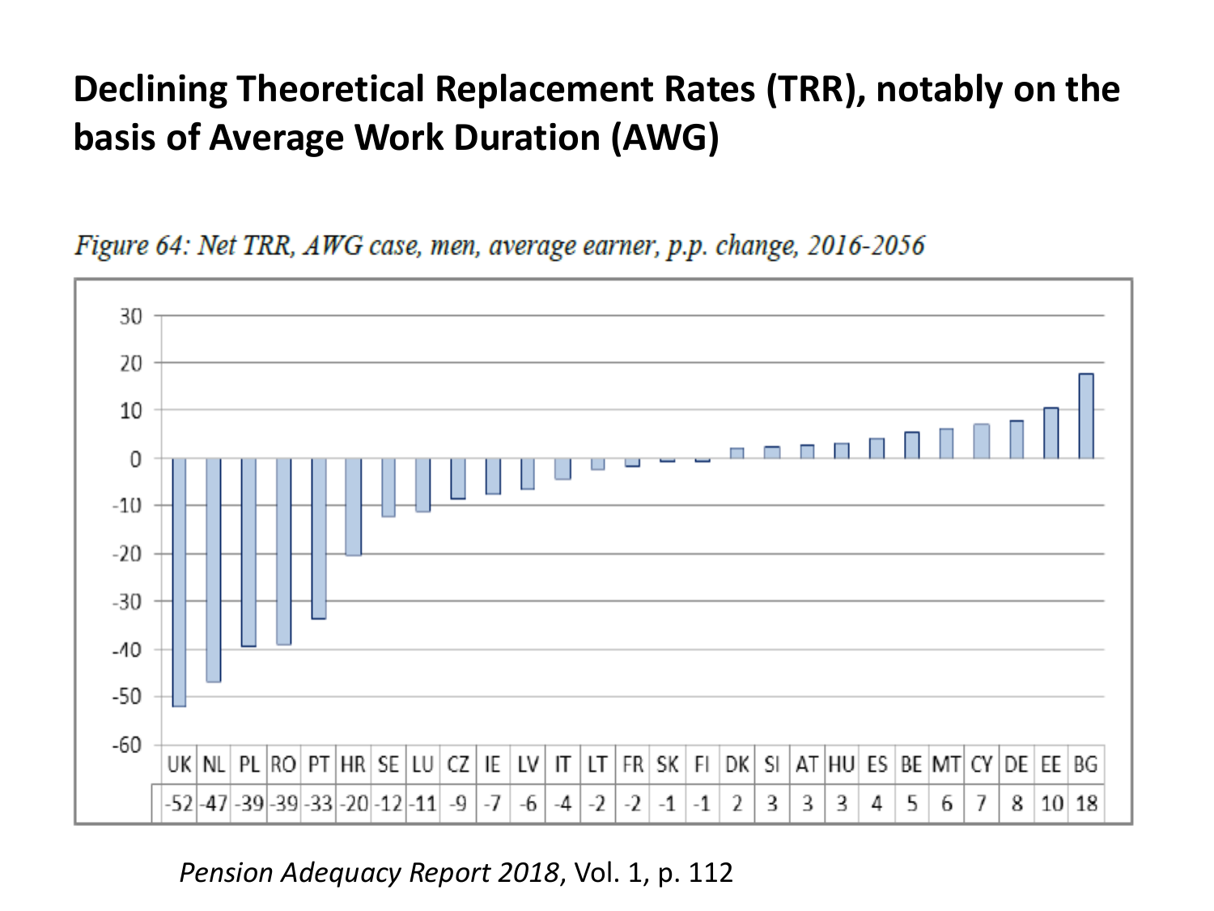# Declining Theoretical Replacement Rates (TRR), notably on the basis of Average Work Duration (AWG)

*Figure 64: Net TRR, AWG case, men, average earner, p.p. change, 2016-2056*

| UK | NL | PL | RO | PT | HR | SE | LU | CZ | IE | LV | IT | LT | FR | SK | FI | DK | SI | AT | HU | ES | BE | MT | CY | DE | EE | BG |
|---|---|---|---|---|---|---|---|---|---|---|---|---|---|---|---|---|---|---|---|---|---|---|---|---|---|---|
| -52 | -47 | -39 | -39 | -33 | -20 | -12 | -11 | -9 | -7 | -6 | -4 | -2 | -2 | -1 | -1 | 2 | 3 | 3 | 3 | 4 | 5 | 6 | 7 | 8 | 10 | 18 |

*Pension Adequacy Report 2018*, Vol. 1, p. 112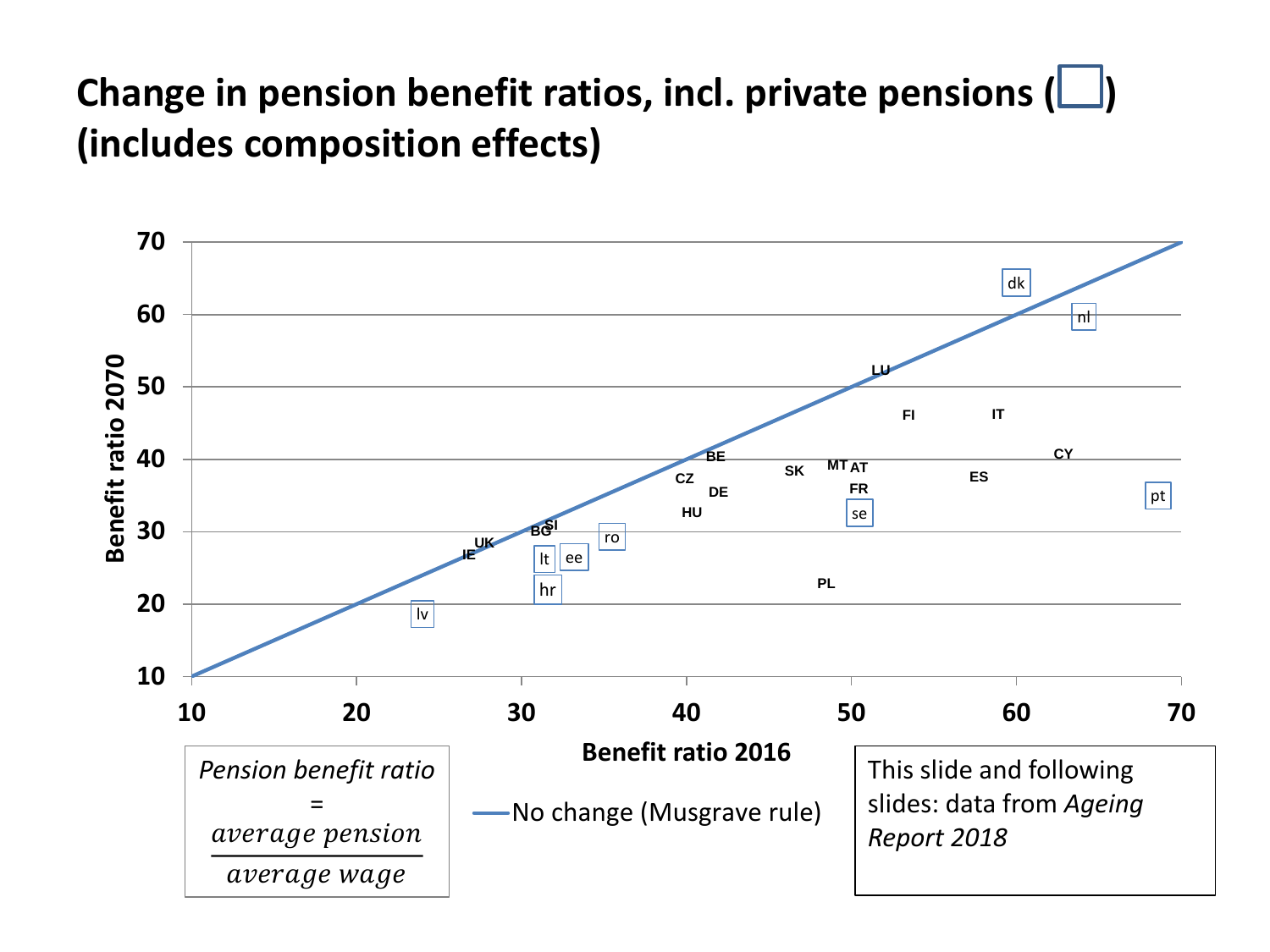# Change in pension benefit ratios, incl. private pensions (☐) (includes composition effects)

Benefit ratio 2070

70
60
50
40
30
20
10

10 20 30 40 50 60 70

Benefit ratio 2016

dk, nl, LU, FI, IT, CY, BE, SK, MT, AT, ES, CZ, DE, FR, pt, HU, se, SI, BG, ro, UK, IE, lt, ee, hr, PL, lv

*Pension benefit ratio* = $\frac{\textit{average pension}}{\textit{average wage}}$

No change (Musgrave rule)

This slide and following slides: data from *Ageing Report 2018*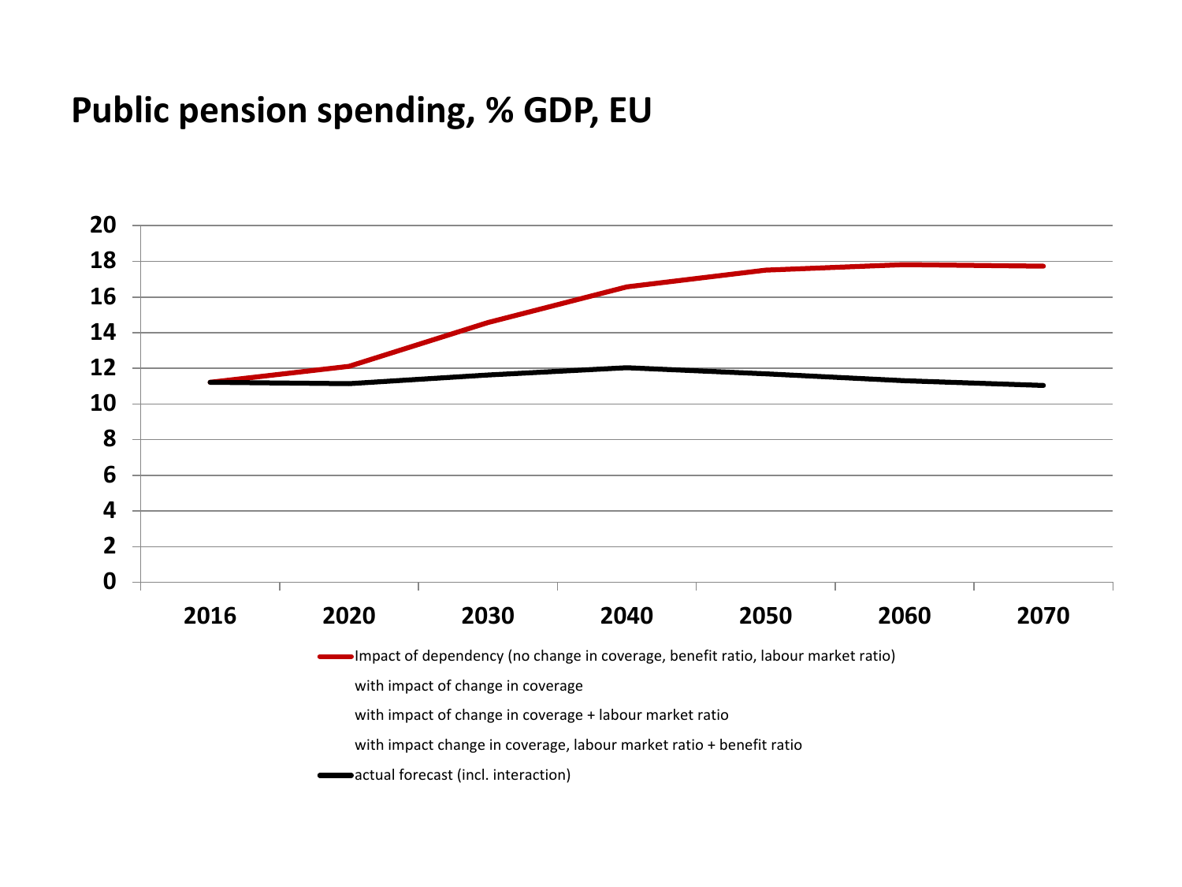# Public pension spending, % GDP, EU

20
18
16
14
12
10
8
6
4
2
0

2016 2020 2030 2040 2050 2060 2070

Impact of dependency (no change in coverage, benefit ratio, labour market ratio)

with impact of change in coverage

with impact of change in coverage + labour market ratio

with impact change in coverage, labour market ratio + benefit ratio

actual forecast (incl. interaction)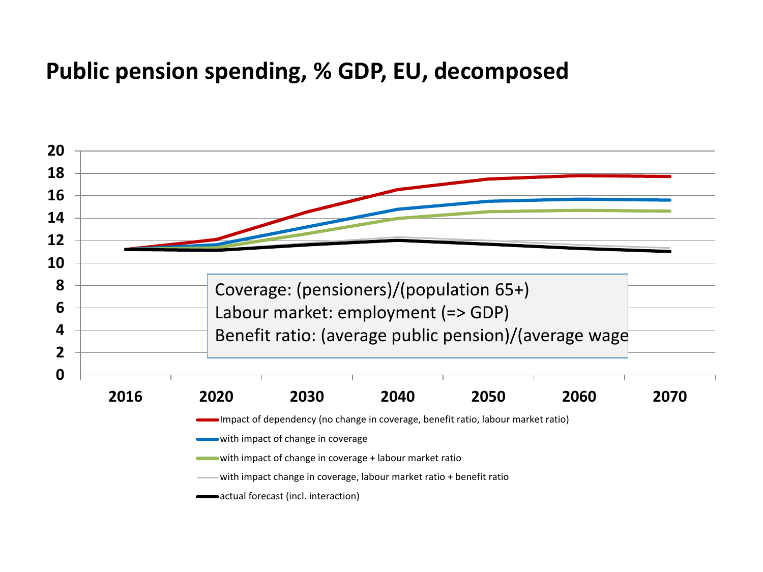# Public pension spending, % GDP, EU, decomposed

Coverage: (pensioners)/(population 65+)
Labour market: employment (=> GDP)
Benefit ratio: (average public pension)/(average wage

- Impact of dependency (no change in coverage, benefit ratio, labour market ratio)
- with impact of change in coverage
- with impact of change in coverage + labour market ratio
- with impact change in coverage, labour market ratio + benefit ratio
- actual forecast (incl. interaction)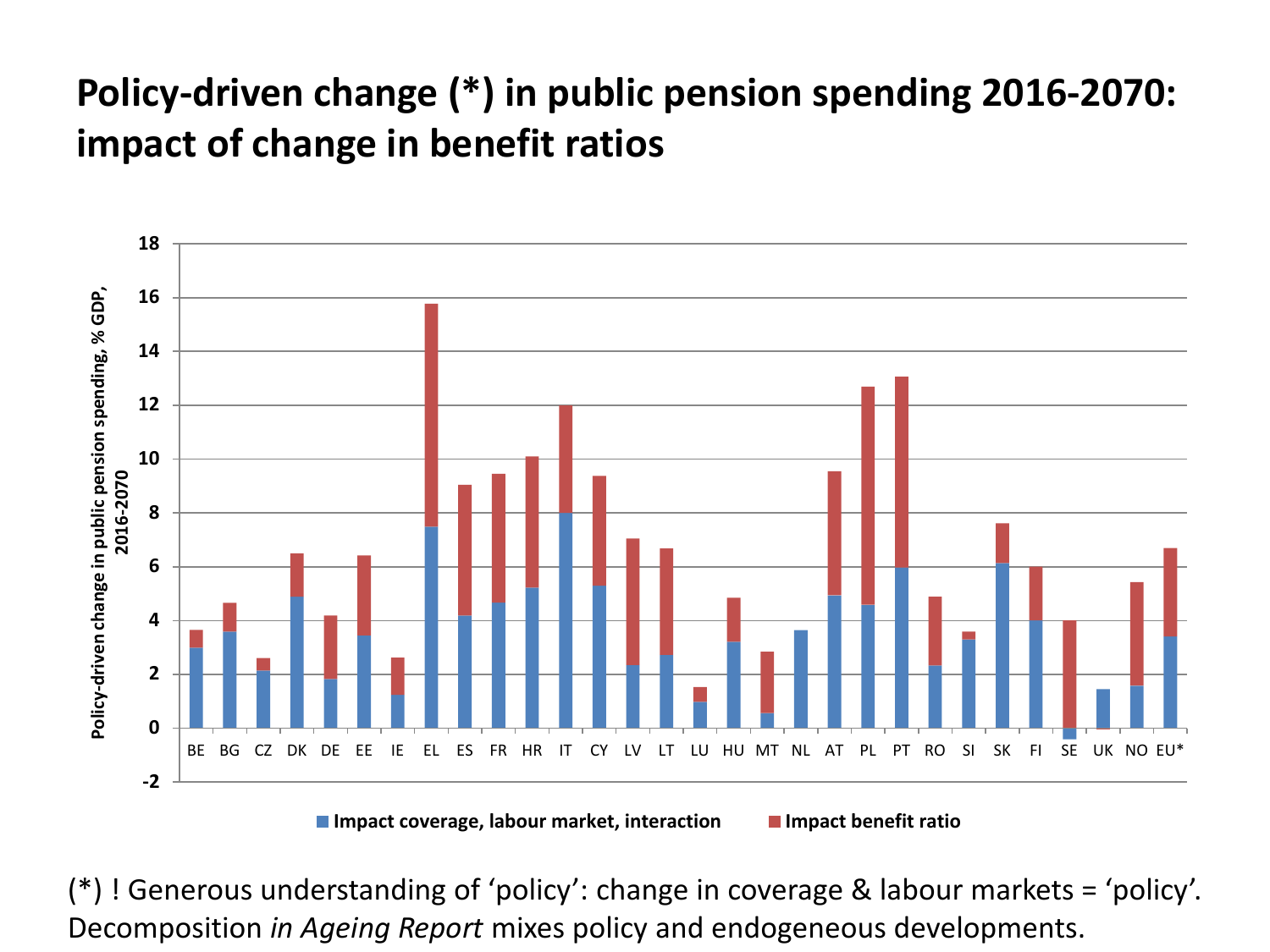# Policy-driven change (*) in public pension spending 2016-2070: impact of change in benefit ratios

(*) ! Generous understanding of 'policy': change in coverage & labour markets = 'policy'. Decomposition *in Ageing Report* mixes policy and endogeneous developments.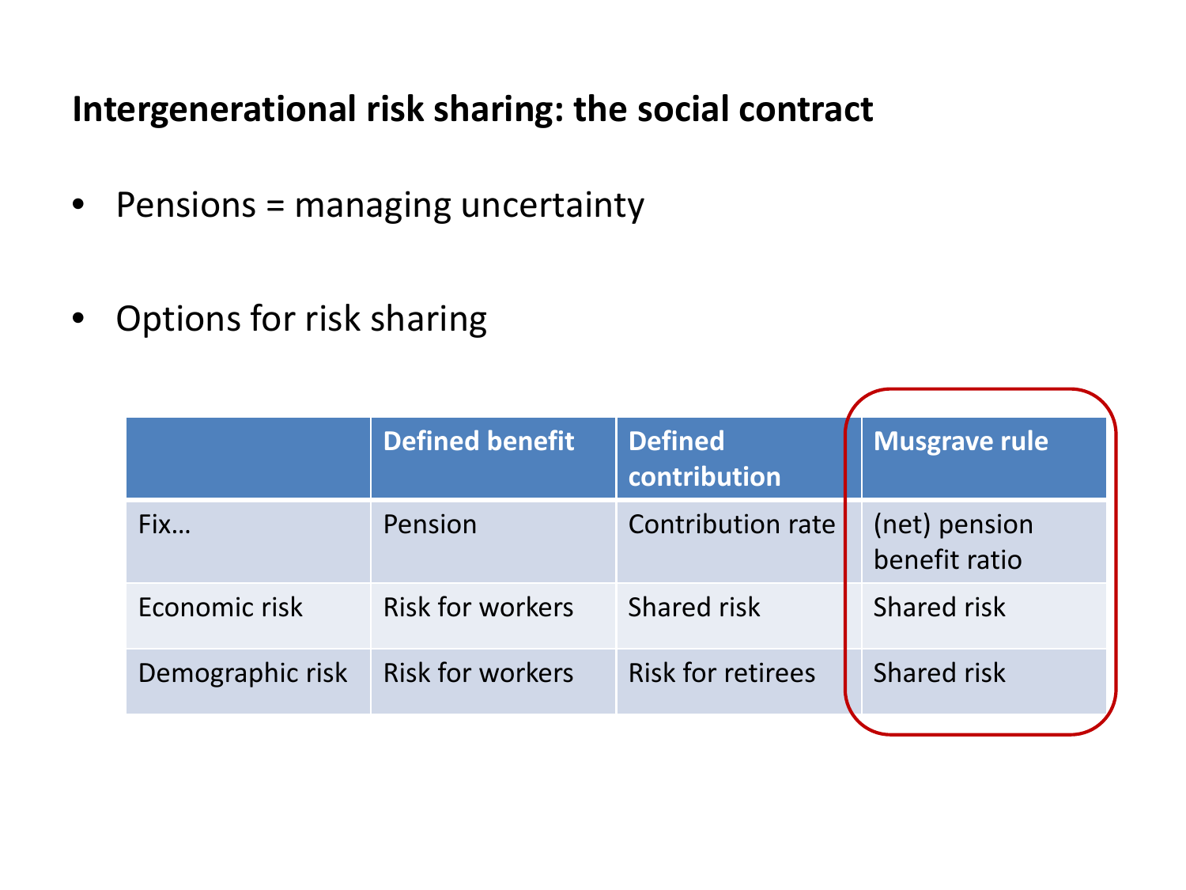## Intergenerational risk sharing: the social contract

- Pensions = managing uncertainty
- Options for risk sharing

| | Defined benefit | Defined contribution | Musgrave rule |
|---|---|---|---|
| Fix… | Pension | Contribution rate | (net) pension benefit ratio |
| Economic risk | Risk for workers | Shared risk | Shared risk |
| Demographic risk | Risk for workers | Risk for retirees | Shared risk |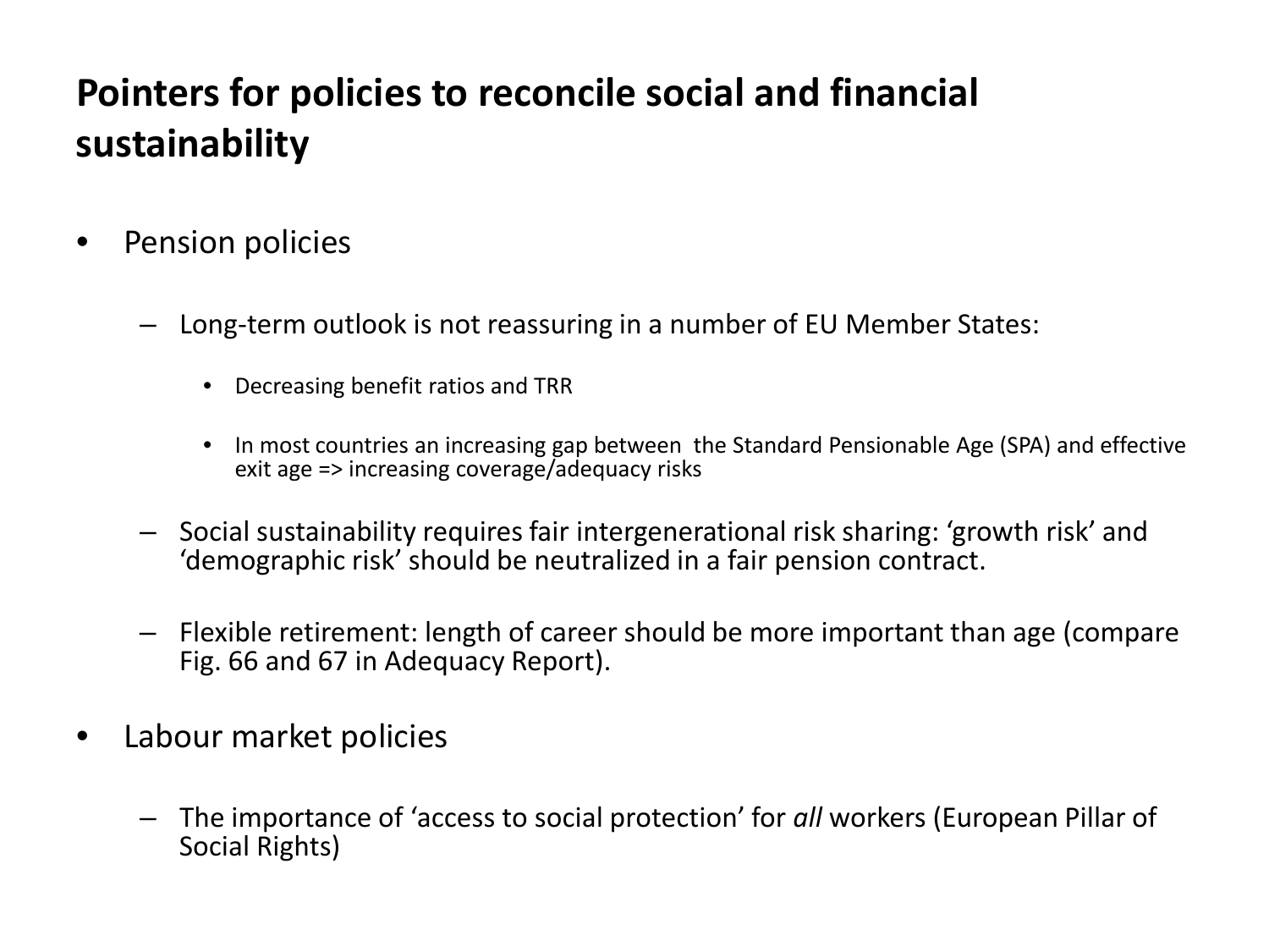# Pointers for policies to reconcile social and financial sustainability

- Pension policies
  - Long-term outlook is not reassuring in a number of EU Member States:
    - Decreasing benefit ratios and TRR
    - In most countries an increasing gap between the Standard Pensionable Age (SPA) and effective exit age => increasing coverage/adequacy risks
  - Social sustainability requires fair intergenerational risk sharing: 'growth risk' and 'demographic risk' should be neutralized in a fair pension contract.
  - Flexible retirement: length of career should be more important than age (compare Fig. 66 and 67 in Adequacy Report).
- Labour market policies
  - The importance of 'access to social protection' for *all* workers (European Pillar of Social Rights)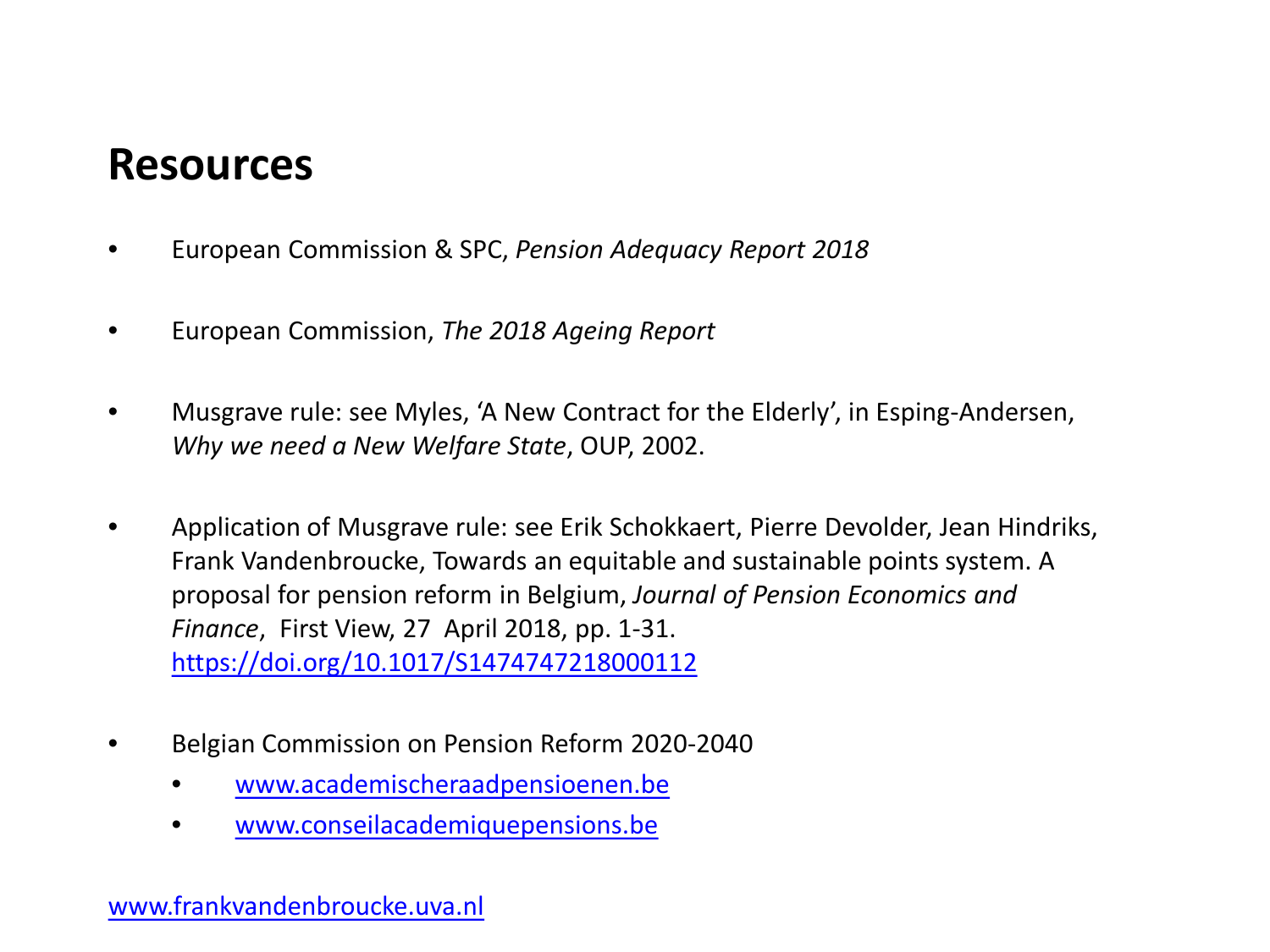# Resources

- European Commission & SPC, *Pension Adequacy Report 2018*
- European Commission, *The 2018 Ageing Report*
- Musgrave rule: see Myles, 'A New Contract for the Elderly', in Esping-Andersen, *Why we need a New Welfare State*, OUP, 2002.
- Application of Musgrave rule: see Erik Schokkaert, Pierre Devolder, Jean Hindriks, Frank Vandenbroucke, Towards an equitable and sustainable points system. A proposal for pension reform in Belgium, *Journal of Pension Economics and Finance*, First View, 27 April 2018, pp. 1-31. https://doi.org/10.1017/S1474747218000112
- Belgian Commission on Pension Reform 2020-2040
  - www.academischeraadpensioenen.be
  - www.conseilacademiquepensions.be

www.frankvandenbroucke.uva.nl